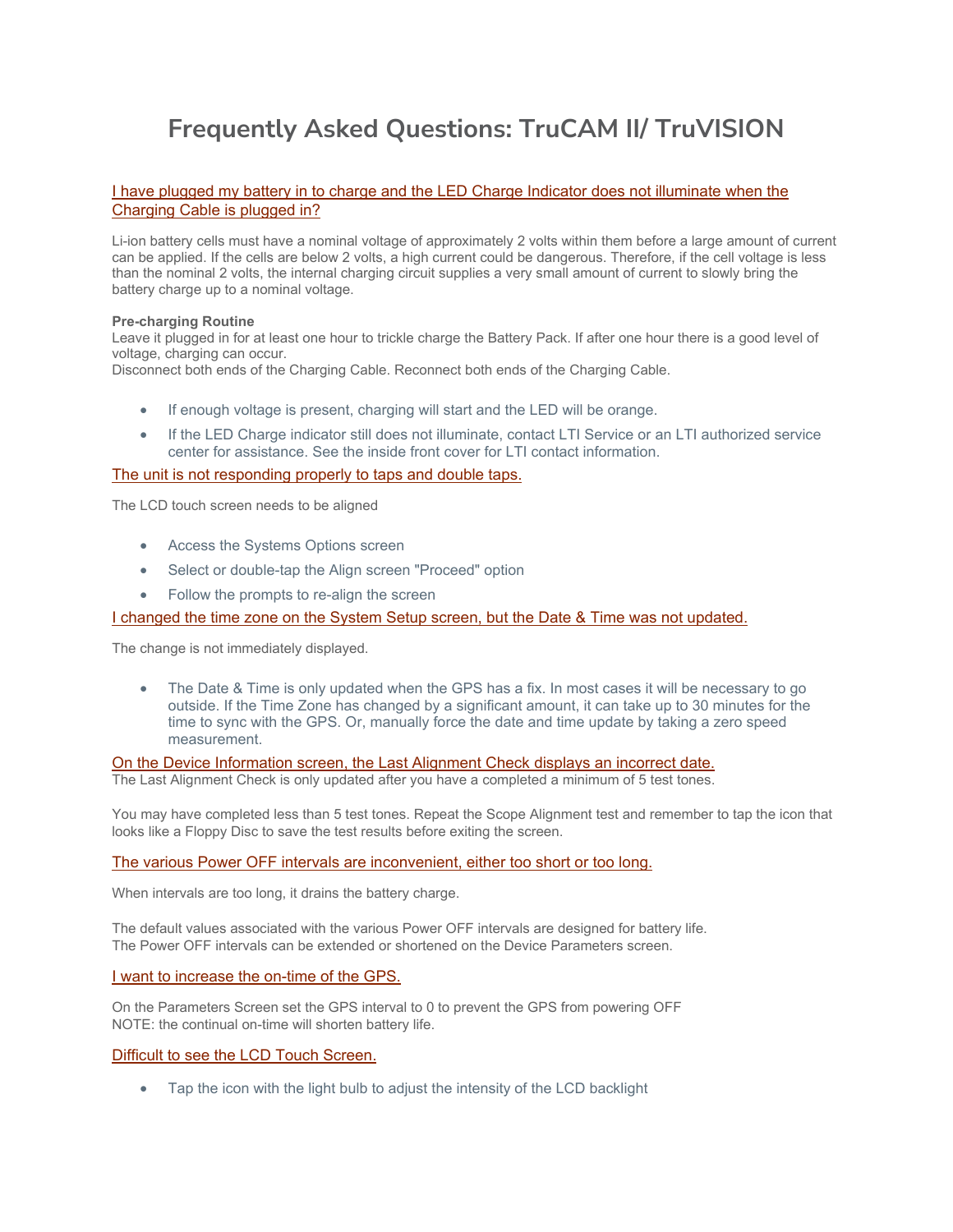# Frequently Asked Questions: TruCAM II/ TruVISION

## I have plugged my battery in to charge and the LED Charge Indicator does not illuminate when the Charging Cable is plugged in?

Li-ion battery cells must have a nominal voltage of approximately 2 volts within them before a large amount of current can be applied. If the cells are below 2 volts, a high current could be dangerous. Therefore, if the cell voltage is less than the nominal 2 volts, the internal charging circuit supplies a very small amount of current to slowly bring the battery charge up to a nominal voltage.

**Pre-charging Routine**
Leave it plugged in for at least one hour to trickle charge the Battery Pack. If after one hour there is a good level of voltage, charging can occur.
Disconnect both ends of the Charging Cable. Reconnect both ends of the Charging Cable.

- If enough voltage is present, charging will start and the LED will be orange.
- If the LED Charge indicator still does not illuminate, contact LTI Service or an LTI authorized service center for assistance. See the inside front cover for LTI contact information.

## The unit is not responding properly to taps and double taps.

The LCD touch screen needs to be aligned

- Access the Systems Options screen
- Select or double-tap the Align screen "Proceed" option
- Follow the prompts to re-align the screen

## I changed the time zone on the System Setup screen, but the Date & Time was not updated.

The change is not immediately displayed.

- The Date & Time is only updated when the GPS has a fix. In most cases it will be necessary to go outside. If the Time Zone has changed by a significant amount, it can take up to 30 minutes for the time to sync with the GPS. Or, manually force the date and time update by taking a zero speed measurement.

## On the Device Information screen, the Last Alignment Check displays an incorrect date.

The Last Alignment Check is only updated after you have a completed a minimum of 5 test tones.

You may have completed less than 5 test tones. Repeat the Scope Alignment test and remember to tap the icon that looks like a Floppy Disc to save the test results before exiting the screen.

## The various Power OFF intervals are inconvenient, either too short or too long.

When intervals are too long, it drains the battery charge.

The default values associated with the various Power OFF intervals are designed for battery life.
The Power OFF intervals can be extended or shortened on the Device Parameters screen.

## I want to increase the on-time of the GPS.

On the Parameters Screen set the GPS interval to 0 to prevent the GPS from powering OFF
NOTE: the continual on-time will shorten battery life.

## Difficult to see the LCD Touch Screen.

- Tap the icon with the light bulb to adjust the intensity of the LCD backlight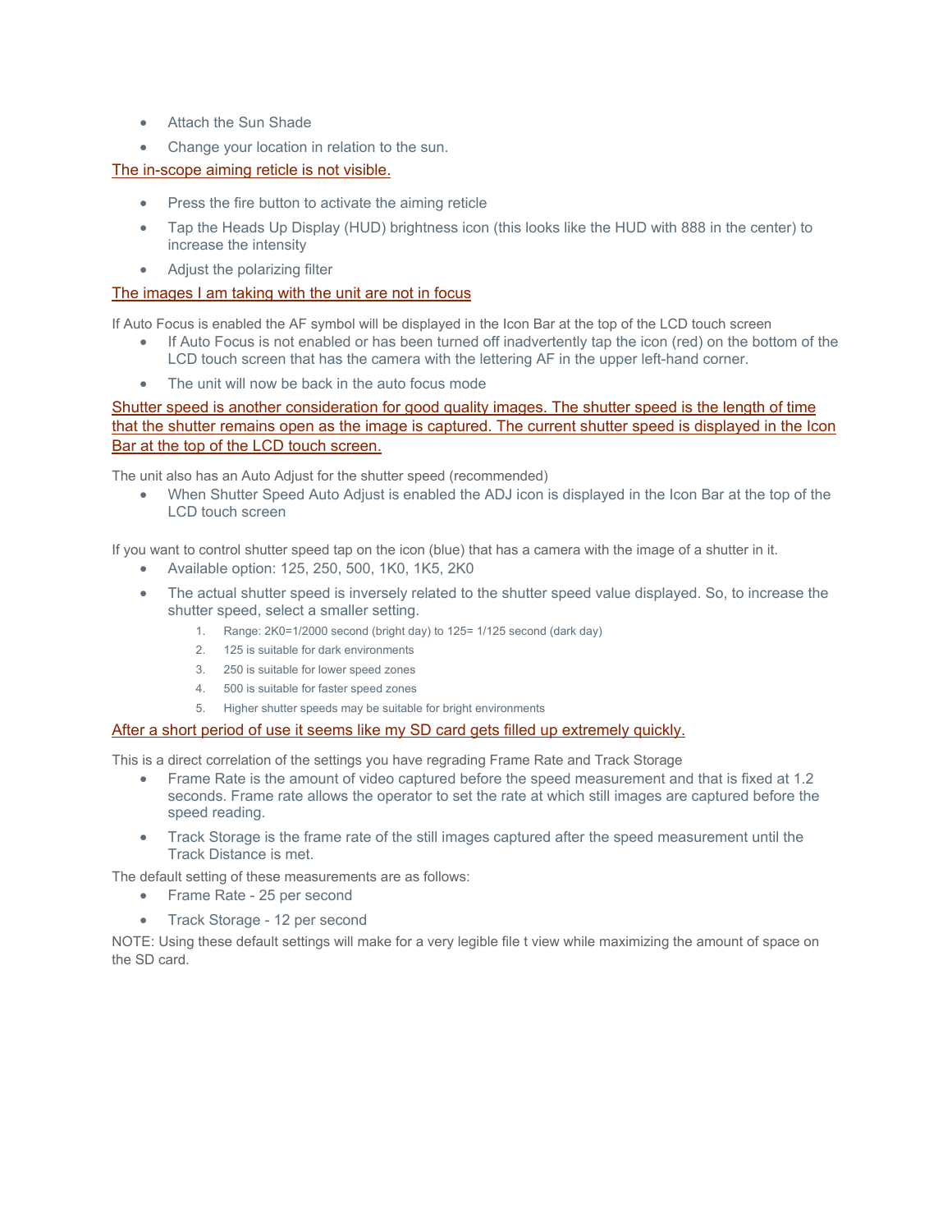- Attach the Sun Shade
- Change your location in relation to the sun.

The in-scope aiming reticle is not visible.

- Press the fire button to activate the aiming reticle
- Tap the Heads Up Display (HUD) brightness icon (this looks like the HUD with 888 in the center) to increase the intensity
- Adjust the polarizing filter

The images I am taking with the unit are not in focus

If Auto Focus is enabled the AF symbol will be displayed in the Icon Bar at the top of the LCD touch screen

- If Auto Focus is not enabled or has been turned off inadvertently tap the icon (red) on the bottom of the LCD touch screen that has the camera with the lettering AF in the upper left-hand corner.
- The unit will now be back in the auto focus mode

Shutter speed is another consideration for good quality images. The shutter speed is the length of time that the shutter remains open as the image is captured. The current shutter speed is displayed in the Icon Bar at the top of the LCD touch screen.

The unit also has an Auto Adjust for the shutter speed (recommended)

- When Shutter Speed Auto Adjust is enabled the ADJ icon is displayed in the Icon Bar at the top of the LCD touch screen

If you want to control shutter speed tap on the icon (blue) that has a camera with the image of a shutter in it.

- Available option: 125, 250, 500, 1K0, 1K5, 2K0
- The actual shutter speed is inversely related to the shutter speed value displayed. So, to increase the shutter speed, select a smaller setting.
    1. Range: 2K0=1/2000 second (bright day) to 125= 1/125 second (dark day)
    2. 125 is suitable for dark environments
    3. 250 is suitable for lower speed zones
    4. 500 is suitable for faster speed zones
    5. Higher shutter speeds may be suitable for bright environments

After a short period of use it seems like my SD card gets filled up extremely quickly.

This is a direct correlation of the settings you have regrading Frame Rate and Track Storage

- Frame Rate is the amount of video captured before the speed measurement and that is fixed at 1.2 seconds. Frame rate allows the operator to set the rate at which still images are captured before the speed reading.
- Track Storage is the frame rate of the still images captured after the speed measurement until the Track Distance is met.

The default setting of these measurements are as follows:

- Frame Rate - 25 per second
- Track Storage - 12 per second

NOTE: Using these default settings will make for a very legible file t view while maximizing the amount of space on the SD card.